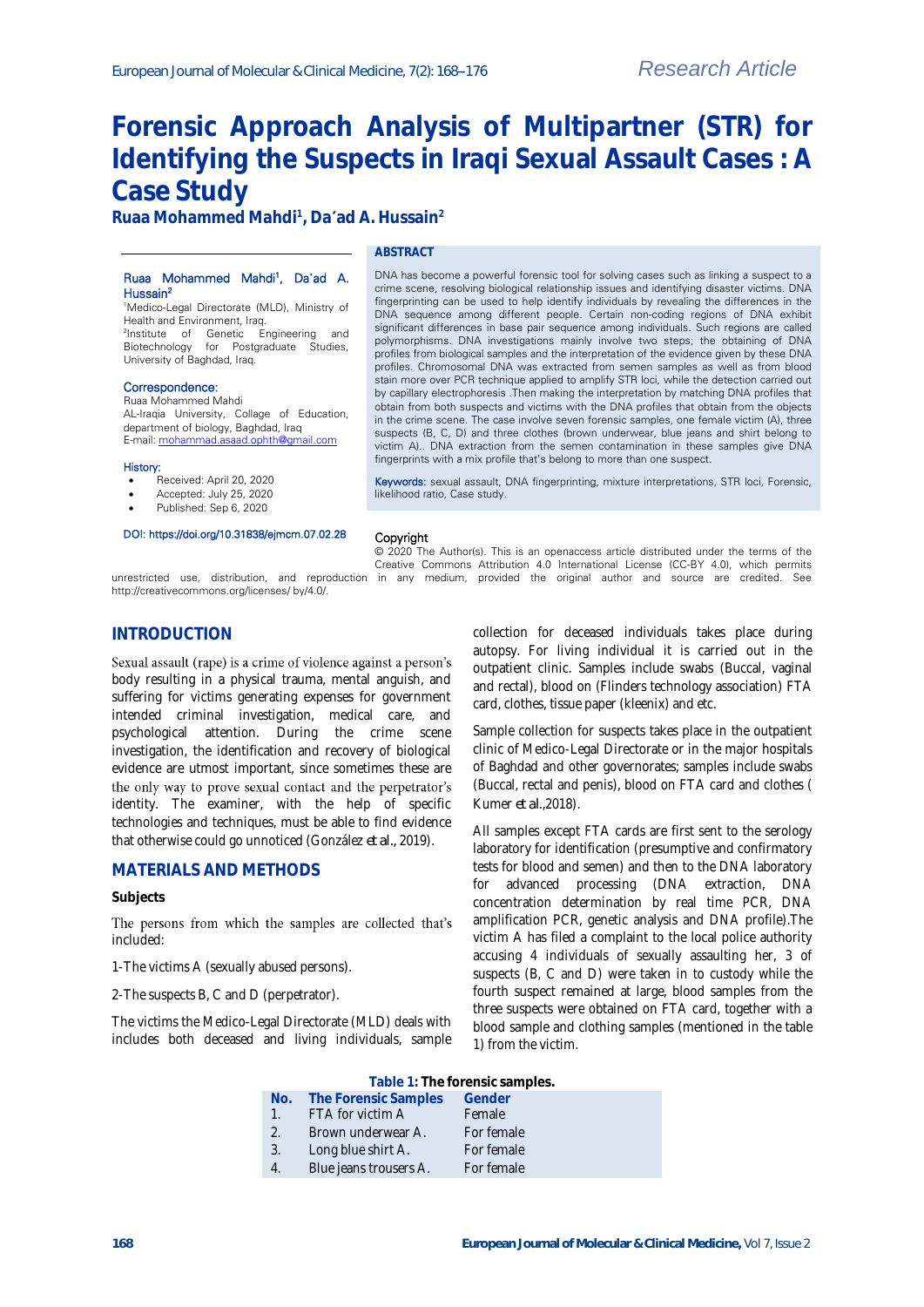Research Article

# Forensic Approach Analysis of Multipartner (STR) for Identifying the Suspects in Iraqi Sexual Assault Cases : A Case Study

**Ruaa Mohammed Mahdi[1], Da'ad A. Hussain[2]**

Ruaa Mohammed Mahdi[1], Da'ad A. Hussain[2]

[1]Medico-Legal Directorate (MLD), Ministry of Health and Environment, Iraq.
[2]Institute of Genetic Engineering and Biotechnology for Postgraduate Studies, University of Baghdad, Iraq.

**Correspondence:**
Ruaa Mohammed Mahdi
AL-Iraqia University, Collage of Education, department of biology, Baghdad, Iraq
E-mail: mohammad.asaad.ophth@gmail.com

**History:**
- Received: April 20, 2020
- Accepted: July 25, 2020
- Published: Sep 6, 2020

DOI: https://doi.org/10.31838/ejmcm.07.02.28

## ABSTRACT

DNA has become a powerful forensic tool for solving cases such as linking a suspect to a crime scene, resolving biological relationship issues and identifying disaster victims. DNA fingerprinting can be used to help identify individuals by revealing the differences in the DNA sequence among different people. Certain non-coding regions of DNA exhibit significant differences in base pair sequence among individuals. Such regions are called polymorphisms. DNA investigations mainly involve two steps; the obtaining of DNA profiles from biological samples and the interpretation of the evidence given by these DNA profiles. Chromosomal DNA was extracted from semen samples as well as from blood stain more over PCR technique applied to amplify STR loci, while the detection carried out by capillary electrophoresis .Then making the interpretation by matching DNA profiles that obtain from both suspects and victims with the DNA profiles that obtain from the objects in the crime scene. The case involve seven forensic samples, one female victim (A), three suspects (B, C, D) and three clothes (brown underwear, blue jeans and shirt belong to victim A).. DNA extraction from the semen contamination in these samples give DNA fingerprints with a mix profile that's belong to more than one suspect.

**Keywords:** sexual assault, DNA fingerprinting, mixture interpretations, STR loci, Forensic, likelihood ratio, Case study.

**Copyright**
© 2020 The Author(s). This is an openaccess article distributed under the terms of the Creative Commons Attribution 4.0 International License (CC-BY 4.0), which permits unrestricted use, distribution, and reproduction in any medium, provided the original author and source are credited. See http://creativecommons.org/licenses/ by/4.0/.

## INTRODUCTION

Sexual assault (rape) is a crime of violence against a person's body resulting in a physical trauma, mental anguish, and suffering for victims generating expenses for government intended criminal investigation, medical care, and psychological attention. During the crime scene investigation, the identification and recovery of biological evidence are utmost important, since sometimes these are the only way to prove sexual contact and the perpetrator's identity. The examiner, with the help of specific technologies and techniques, must be able to find evidence that otherwise could go unnoticed (González *et al.*, 2019).

## MATERIALS AND METHODS

### Subjects

The persons from which the samples are collected that's included:

1-The victims A (sexually abused persons).

2-The suspects B, C and D (perpetrator).

The victims the Medico-Legal Directorate (MLD) deals with includes both deceased and living individuals, sample collection for deceased individuals takes place during autopsy. For living individual it is carried out in the outpatient clinic. Samples include swabs (Buccal, vaginal and rectal), blood on (Flinders technology association) FTA card, clothes, tissue paper (kleenix) and etc.

Sample collection for suspects takes place in the outpatient clinic of Medico-Legal Directorate or in the major hospitals of Baghdad and other governorates; samples include swabs (Buccal, rectal and penis), blood on FTA card and clothes ( Kumer *et al.*,2018).

All samples except FTA cards are first sent to the serology laboratory for identification (presumptive and confirmatory tests for blood and semen) and then to the DNA laboratory for advanced processing (DNA extraction, DNA concentration determination by real time PCR, DNA amplification PCR, genetic analysis and DNA profile).The victim A has filed a complaint to the local police authority accusing 4 individuals of sexually assaulting her, 3 of suspects (B, C and D) were taken in to custody while the fourth suspect remained at large, blood samples from the three suspects were obtained on FTA card, together with a blood sample and clothing samples (mentioned in the table 1) from the victim.

**Table 1: The forensic samples.**

| No. | The Forensic Samples | Gender |
|---|---|---|
| 1. | FTA for victim A | Female |
| 2. | Brown underwear A. | For female |
| 3. | Long blue shirt A. | For female |
| 4. | Blue jeans trousers A. | For female |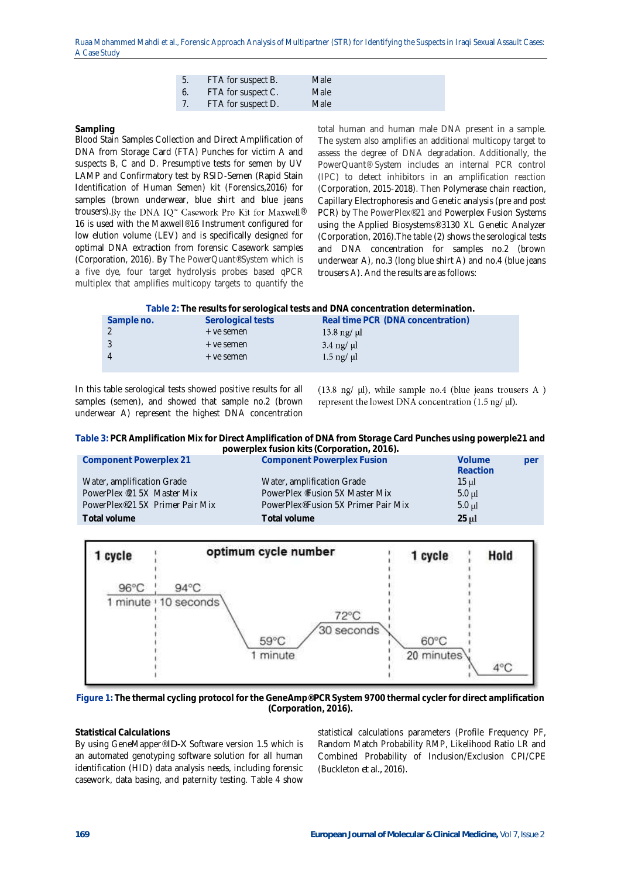| | | |
|---|---|---|
| 5. | FTA for suspect B. | Male |
| 6. | FTA for suspect C. | Male |
| 7. | FTA for suspect D. | Male |

**Sampling**

Blood Stain Samples Collection and Direct Amplification of DNA from Storage Card (FTA) Punches for victim A and suspects B, C and D. Presumptive tests for semen by UV LAMP and Confirmatory test by RSID-Semen (Rapid Stain Identification of Human Semen) kit (Forensics,2016) for samples (brown underwear, blue shirt and blue jeans trousers).By the DNA IQ™ Casework Pro Kit for Maxwell® 16 is used with the Maxwell®16 Instrument configured for low elution volume (LEV) and is specifically designed for optimal DNA extraction from forensic Casework samples (Corporation, 2016). By The PowerQuant®System which is a five dye, four target hydrolysis probes based qPCR multiplex that amplifies multicopy targets to quantify the total human and human male DNA present in a sample. The system also amplifies an additional multicopy target to assess the degree of DNA degradation. Additionally, the PowerQuant® System includes an internal PCR control (IPC) to detect inhibitors in an amplification reaction (Corporation, 2015-2018). Then Polymerase chain reaction, Capillary Electrophoresis and Genetic analysis (pre and post PCR) by The PowerPlex®21 and Powerplex Fusion Systems using the Applied Biosystems®3130 XL Genetic Analyzer (Corporation, 2016).The table (2) shows the serological tests and DNA concentration for samples no.2 (brown underwear A), no.3 (long blue shirt A) and no.4 (blue jeans trousers A). And the results are as follows:

**Table 2:** The results for serological tests and DNA concentration determination.

| Sample no. | Serological tests | Real time PCR (DNA concentration) |
|---|---|---|
| 2 | + ve semen | 13.8 ng/ μl |
| 3 | + ve semen | 3.4 ng/ μl |
| 4 | + ve semen | 1.5 ng/ μl |

In this table serological tests showed positive results for all samples (semen), and showed that sample no.2 (brown underwear A) represent the highest DNA concentration (13.8 ng/ μl), while sample no.4 (blue jeans trousers A ) represent the lowest DNA concentration (1.5 ng/ μl).

**Table 3:** PCR Amplification Mix for Direct Amplification of DNA from Storage Card Punches using powerple21 and powerplex fusion kits (Corporation, 2016).

| Component Powerplex 21 | Component Powerplex Fusion | Volume per Reaction |
|---|---|---|
| Water, amplification Grade | Water, amplification Grade | 15 μl |
| PowerPlex ®21 5X Master Mix | PowerPlex ®Fusion 5X Master Mix | 5.0 μl |
| PowerPlex®21 5X Primer Pair Mix | PowerPlex®Fusion 5X Primer Pair Mix | 5.0 μl |
| **Total volume** | **Total volume** | **25 μl** |

| 1 cycle | optimum cycle number | | 1 cycle | Hold |
|---|---|---|---|---|
| 96°C, 1 minute | 94°C, 10 seconds | 59°C, 1 minute | 72°C, 30 seconds | 60°C, 20 minutes | 4°C |

**Figure 1:** The thermal cycling protocol for the GeneAmp®PCR System 9700 thermal cycler for direct amplification (Corporation, 2016).

**Statistical Calculations**

By using GeneMapper®ID-X Software version 1.5 which is an automated genotyping software solution for all human identification (HID) data analysis needs, including forensic casework, data basing, and paternity testing. Table 4 show statistical calculations parameters (Profile Frequency PF, Random Match Probability RMP, Likelihood Ratio LR and Combined Probability of Inclusion/Exclusion CPI/CPE (Buckleton et al., 2016).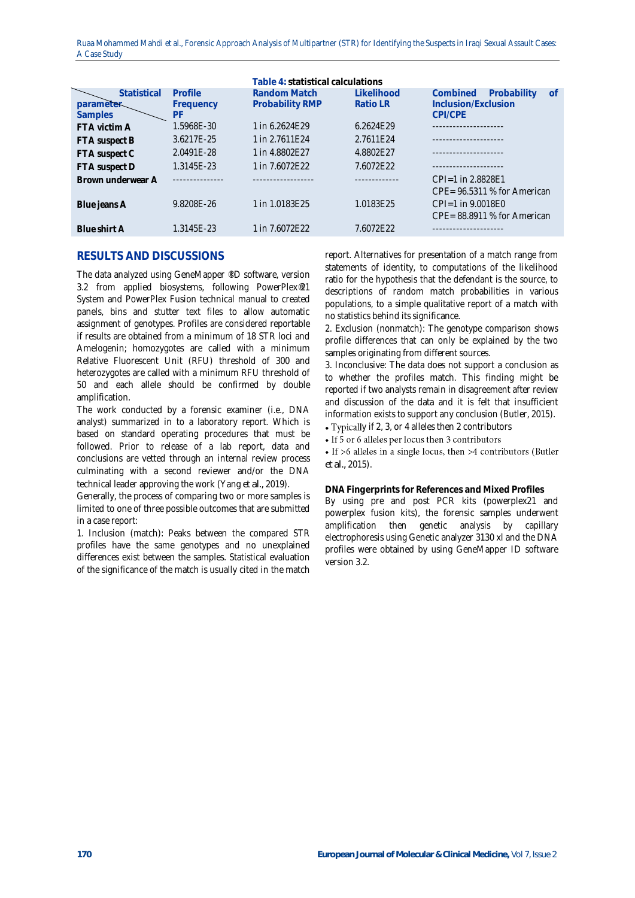**Table 4: statistical calculations**

| Statistical parameter / Samples | Profile Frequency PF | Random Match Probability RMP | Likelihood Ratio LR | Combined Probability of Inclusion/Exclusion CPI/CPE |
|---|---|---|---|---|
| FTA victim A | 1.5968E-30 | 1 in 6.2624E29 | 6.2624E29 | -------------------- |
| FTA suspect B | 3.6217E-25 | 1 in 2.7611E24 | 2.7611E24 | -------------------- |
| FTA suspect C | 2.0491E-28 | 1 in 4.8802E27 | 4.8802E27 | -------------------- |
| FTA suspect D | 1.3145E-23 | 1 in 7.6072E22 | 7.6072E22 | -------------------- |
| Brown underwear A | --------------- | ------------------ | ------------- | CPI=1 in 2.8828E1 CPE= 96.5311 % for American |
| Blue jeans A | 9.8208E-26 | 1 in 1.0183E25 | 1.0183E25 | CPI=1 in 9.0018E0 CPE= 88.8911 % for American |
| Blue shirt A | 1.3145E-23 | 1 in 7.6072E22 | 7.6072E22 | -------------------- |

## RESULTS AND DISCUSSIONS

The data analyzed using GeneMapper ®ID software, version 3.2 from applied biosystems, following PowerPlex®21 System and PowerPlex Fusion technical manual to created panels, bins and stutter text files to allow automatic assignment of genotypes. Profiles are considered reportable if results are obtained from a minimum of 18 STR loci and Amelogenin; homozygotes are called with a minimum Relative Fluorescent Unit (RFU) threshold of 300 and heterozygotes are called with a minimum RFU threshold of 50 and each allele should be confirmed by double amplification.

The work conducted by a forensic examiner (i.e., DNA analyst) summarized in to a laboratory report. Which is based on standard operating procedures that must be followed. Prior to release of a lab report, data and conclusions are vetted through an internal review process culminating with a second reviewer and/or the DNA technical leader approving the work (Yang *et al.*, 2019).

Generally, the process of comparing two or more samples is limited to one of three possible outcomes that are submitted in a case report:

1. Inclusion (match): Peaks between the compared STR profiles have the same genotypes and no unexplained differences exist between the samples. Statistical evaluation of the significance of the match is usually cited in the match report. Alternatives for presentation of a match range from statements of identity, to computations of the likelihood ratio for the hypothesis that the defendant is the source, to descriptions of random match probabilities in various populations, to a simple qualitative report of a match with no statistics behind its significance.

2. Exclusion (nonmatch): The genotype comparison shows profile differences that can only be explained by the two samples originating from different sources.

3. Inconclusive: The data does not support a conclusion as to whether the profiles match. This finding might be reported if two analysts remain in disagreement after review and discussion of the data and it is felt that insufficient information exists to support any conclusion (Butler, 2015).

- Typically if 2, 3, or 4 alleles then 2 contributors
- If 5 or 6 alleles per locus then 3 contributors
- If >6 alleles in a single locus, then >4 contributors (Butler *et al.*, 2015).

### DNA Fingerprints for References and Mixed Profiles

By using pre and post PCR kits (powerplex21 and powerplex fusion kits), the forensic samples underwent amplification then genetic analysis by capillary electrophoresis using Genetic analyzer 3130 xl and the DNA profiles were obtained by using GeneMapper ID software version 3.2.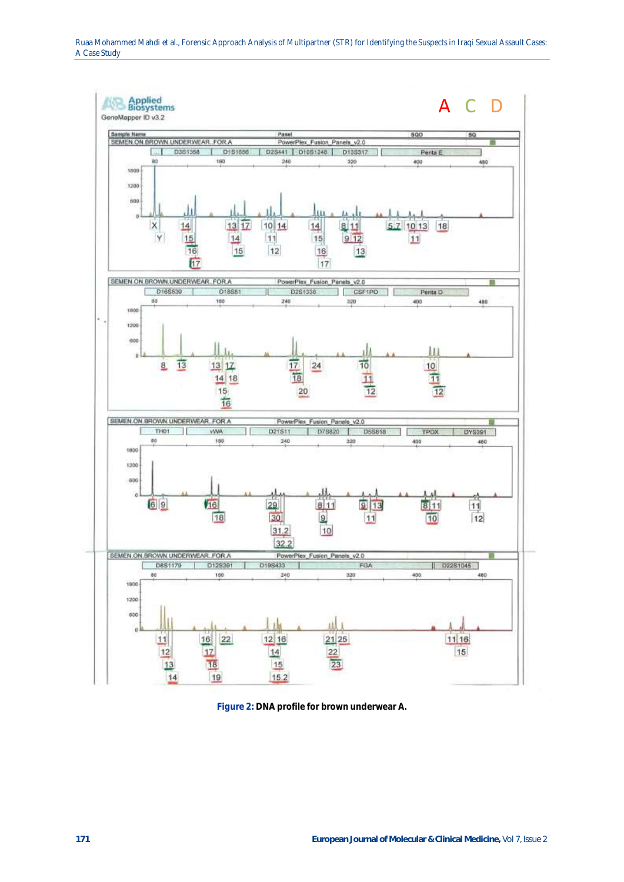**Figure 2:** DNA profile for brown underwear A.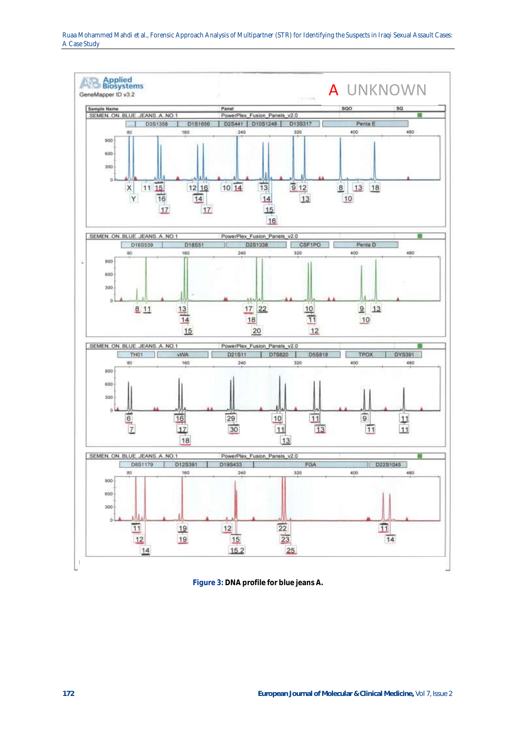Figure 3: DNA profile for blue jeans A.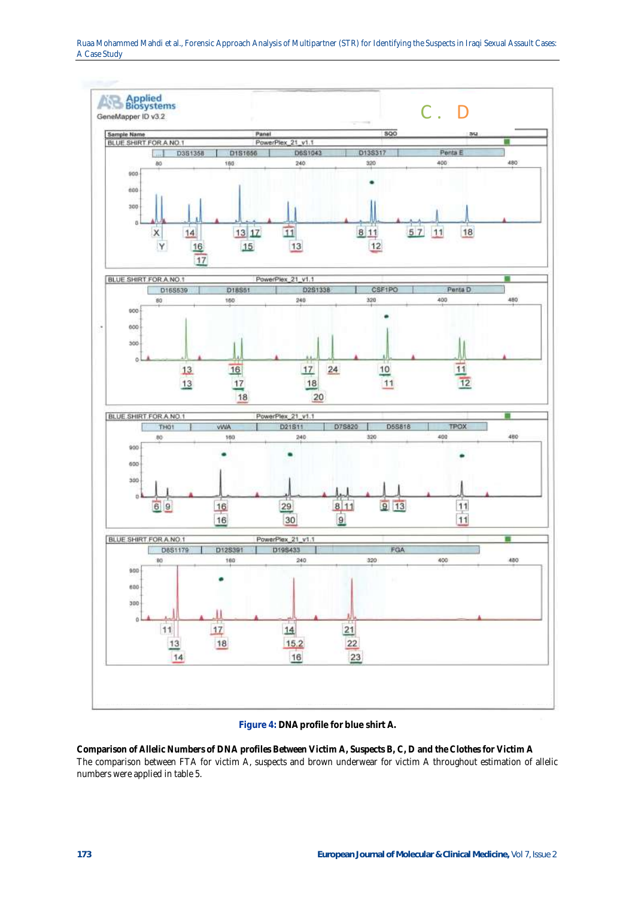**Figure 4:** DNA profile for blue shirt A.

**Comparison of Allelic Numbers of DNA profiles Between Victim A, Suspects B, C, D and the Clothes for Victim A**

The comparison between FTA for victim A, suspects and brown underwear for victim A throughout estimation of allelic numbers were applied in table 5.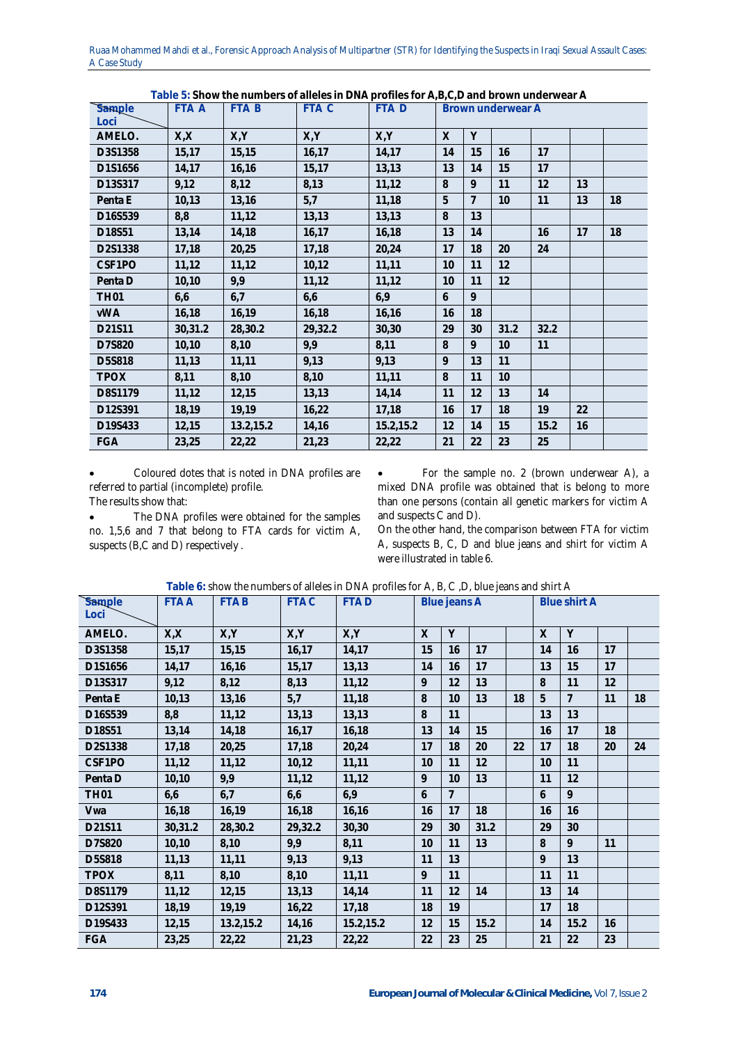**Table 5:** Show the numbers of alleles in DNA profiles for A,B,C,D and brown underwear A

| Sample / Loci | FTA A | FTA B | FTA C | FTA D | Brown underwear A | | | | | |
|---|---|---|---|---|---|---|---|---|---|---|
| AMELO. | X,X | X,Y | X,Y | X,Y | X | Y | | | | |
| D3S1358 | 15,17 | 15,15 | 16,17 | 14,17 | 14 | 15 | 16 | 17 | | |
| D1S1656 | 14,17 | 16,16 | 15,17 | 13,13 | 13 | 14 | 15 | 17 | | |
| D13S317 | 9,12 | 8,12 | 8,13 | 11,12 | 8 | 9 | 11 | 12 | 13 | |
| Penta E | 10,13 | 13,16 | 5,7 | 11,18 | 5 | 7 | 10 | 11 | 13 | 18 |
| D16S539 | 8,8 | 11,12 | 13,13 | 13,13 | 8 | 13 | | | | |
| D18S51 | 13,14 | 14,18 | 16,17 | 16,18 | 13 | 14 | | 16 | 17 | 18 |
| D2S1338 | 17,18 | 20,25 | 17,18 | 20,24 | 17 | 18 | 20 | 24 | | |
| CSF1PO | 11,12 | 11,12 | 10,12 | 11,11 | 10 | 11 | 12 | | | |
| Penta D | 10,10 | 9,9 | 11,12 | 11,12 | 10 | 11 | 12 | | | |
| TH01 | 6,6 | 6,7 | 6,6 | 6,9 | 6 | 9 | | | | |
| vWA | 16,18 | 16,19 | 16,18 | 16,16 | 16 | 18 | | | | |
| D21S11 | 30,31.2 | 28,30.2 | 29,32.2 | 30,30 | 29 | 30 | 31.2 | 32.2 | | |
| D7S820 | 10,10 | 8,10 | 9,9 | 8,11 | 8 | 9 | 10 | 11 | | |
| D5S818 | 11,13 | 11,11 | 9,13 | 9,13 | 9 | 13 | 11 | | | |
| TPOX | 8,11 | 8,10 | 8,10 | 11,11 | 8 | 11 | 10 | | | |
| D8S1179 | 11,12 | 12,15 | 13,13 | 14,14 | 11 | 12 | 13 | 14 | | |
| D12S391 | 18,19 | 19,19 | 16,22 | 17,18 | 16 | 17 | 18 | 19 | 22 | |
| D19S433 | 12,15 | 13.2,15.2 | 14,16 | 15.2,15.2 | 12 | 14 | 15 | 15.2 | 16 | |
| FGA | 23,25 | 22,22 | 21,23 | 22,22 | 21 | 22 | 23 | 25 | | |

- Coloured dotes that is noted in DNA profiles are referred to partial (incomplete) profile.

The results show that:

- The DNA profiles were obtained for the samples no. 1,5,6 and 7 that belong to FTA cards for victim A, suspects (B,C and D) respectively .
- For the sample no. 2 (brown underwear A), a mixed DNA profile was obtained that is belong to more than one persons (contain all genetic markers for victim A and suspects C and D).

On the other hand, the comparison between FTA for victim A, suspects B, C, D and blue jeans and shirt for victim A were illustrated in table 6.

**Table 6:** show the numbers of alleles in DNA profiles for A, B, C ,D, blue jeans and shirt A

| Sample / Loci | FTA A | FTA B | FTA C | FTA D | Blue jeans A | | | | Blue shirt A | | | |
|---|---|---|---|---|---|---|---|---|---|---|---|---|
| AMELO. | X,X | X,Y | X,Y | X,Y | X | Y | | | X | Y | | |
| D3S1358 | 15,17 | 15,15 | 16,17 | 14,17 | 15 | 16 | 17 | | 14 | 16 | 17 | |
| D1S1656 | 14,17 | 16,16 | 15,17 | 13,13 | 14 | 16 | 17 | | 13 | 15 | 17 | |
| D13S317 | 9,12 | 8,12 | 8,13 | 11,12 | 9 | 12 | 13 | | 8 | 11 | 12 | |
| Penta E | 10,13 | 13,16 | 5,7 | 11,18 | 8 | 10 | 13 | 18 | 5 | 7 | 11 | 18 |
| D16S539 | 8,8 | 11,12 | 13,13 | 13,13 | 8 | 11 | | | 13 | 13 | | |
| D18S51 | 13,14 | 14,18 | 16,17 | 16,18 | 13 | 14 | 15 | | 16 | 17 | 18 | |
| D2S1338 | 17,18 | 20,25 | 17,18 | 20,24 | 17 | 18 | 20 | 22 | 17 | 18 | 20 | 24 |
| CSF1PO | 11,12 | 11,12 | 10,12 | 11,11 | 10 | 11 | 12 | | 10 | 11 | | |
| Penta D | 10,10 | 9,9 | 11,12 | 11,12 | 9 | 10 | 13 | | 11 | 12 | | |
| TH01 | 6,6 | 6,7 | 6,6 | 6,9 | 6 | 7 | | | 6 | 9 | | |
| Vwa | 16,18 | 16,19 | 16,18 | 16,16 | 16 | 17 | 18 | | 16 | 16 | | |
| D21S11 | 30,31.2 | 28,30.2 | 29,32.2 | 30,30 | 29 | 30 | 31.2 | | 29 | 30 | | |
| D7S820 | 10,10 | 8,10 | 9,9 | 8,11 | 10 | 11 | 13 | | 8 | 9 | 11 | |
| D5S818 | 11,13 | 11,11 | 9,13 | 9,13 | 11 | 13 | | | 9 | 13 | | |
| TPOX | 8,11 | 8,10 | 8,10 | 11,11 | 9 | 11 | | | 11 | 11 | | |
| D8S1179 | 11,12 | 12,15 | 13,13 | 14,14 | 11 | 12 | 14 | | 13 | 14 | | |
| D12S391 | 18,19 | 19,19 | 16,22 | 17,18 | 18 | 19 | | | 17 | 18 | | |
| D19S433 | 12,15 | 13.2,15.2 | 14,16 | 15.2,15.2 | 12 | 15 | 15.2 | | 14 | 15.2 | 16 | |
| FGA | 23,25 | 22,22 | 21,23 | 22,22 | 22 | 23 | 25 | | 21 | 22 | 23 | |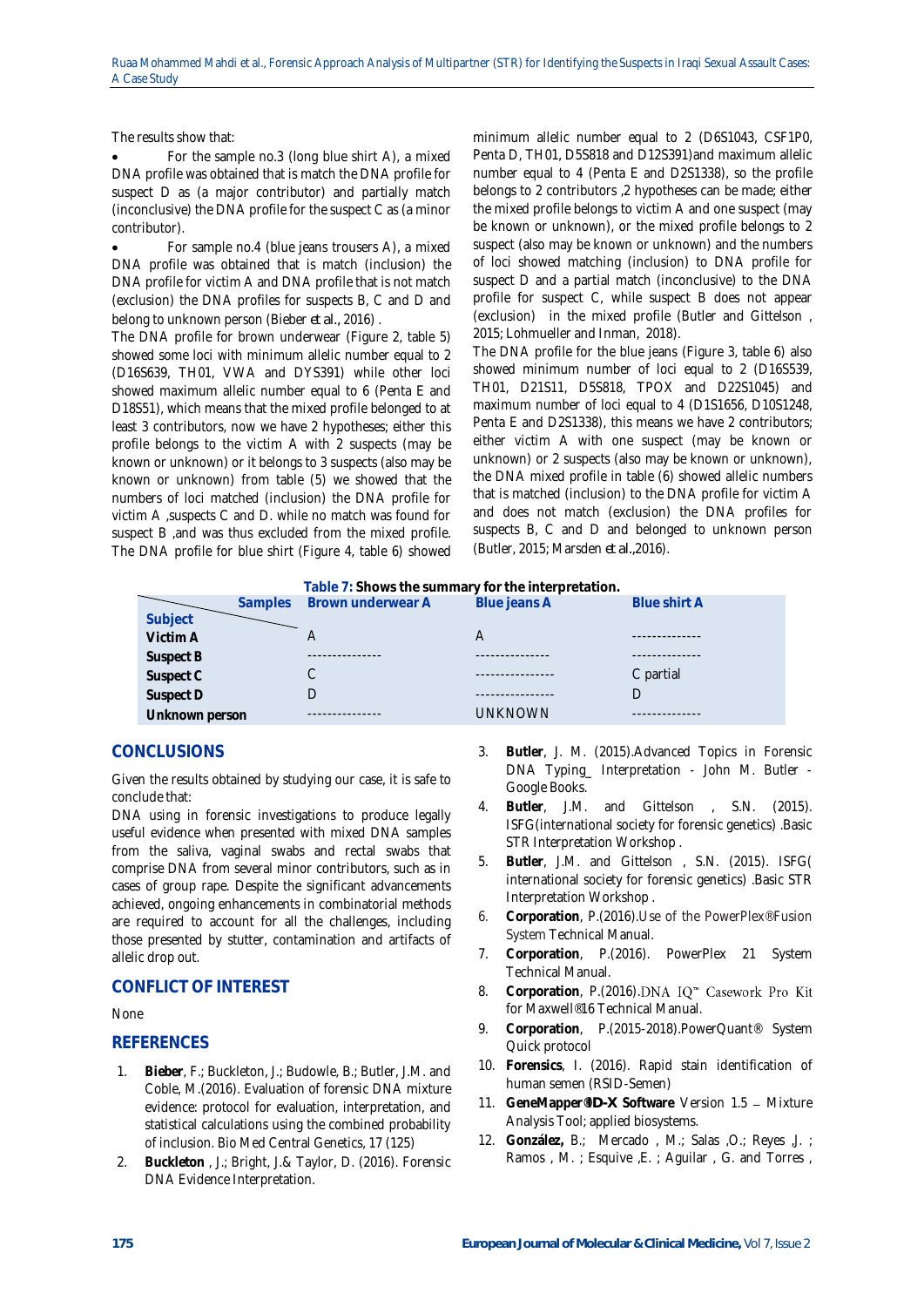The results show that:

- For the sample no.3 (long blue shirt A), a mixed DNA profile was obtained that is match the DNA profile for suspect D as (a major contributor) and partially match (inconclusive) the DNA profile for the suspect C as (a minor contributor).
- For sample no.4 (blue jeans trousers A), a mixed DNA profile was obtained that is match (inclusion) the DNA profile for victim A and DNA profile that is not match (exclusion) the DNA profiles for suspects B, C and D and belong to unknown person (Bieber *et al*., 2016) .

The DNA profile for brown underwear (Figure 2, table 5) showed some loci with minimum allelic number equal to 2 (D16S639, TH01, VWA and DYS391) while other loci showed maximum allelic number equal to 6 (Penta E and D18S51), which means that the mixed profile belonged to at least 3 contributors, now we have 2 hypotheses; either this profile belongs to the victim A with 2 suspects (may be known or unknown) or it belongs to 3 suspects (also may be known or unknown) from table (5) we showed that the numbers of loci matched (inclusion) the DNA profile for victim A ,suspects C and D. while no match was found for suspect B ,and was thus excluded from the mixed profile. The DNA profile for blue shirt (Figure 4, table 6) showed minimum allelic number equal to 2 (D6S1043, CSF1P0, Penta D, TH01, D5S818 and D12S391)and maximum allelic number equal to 4 (Penta E and D2S1338), so the profile belongs to 2 contributors ,2 hypotheses can be made; either the mixed profile belongs to victim A and one suspect (may be known or unknown), or the mixed profile belongs to 2 suspect (also may be known or unknown) and the numbers of loci showed matching (inclusion) to DNA profile for suspect D and a partial match (inconclusive) to the DNA profile for suspect C, while suspect B does not appear (exclusion) in the mixed profile (Butler and Gittelson , 2015; Lohmueller and Inman, 2018).

The DNA profile for the blue jeans (Figure 3, table 6) also showed minimum number of loci equal to 2 (D16S539, TH01, D21S11, D5S818, TPOX and D22S1045) and maximum number of loci equal to 4 (D1S1656, D10S1248, Penta E and D2S1338), this means we have 2 contributors; either victim A with one suspect (may be known or unknown) or 2 suspects (also may be known or unknown), the DNA mixed profile in table (6) showed allelic numbers that is matched (inclusion) to the DNA profile for victim A and does not match (exclusion) the DNA profiles for suspects B, C and D and belonged to unknown person (Butler, 2015; Marsden *et al*.,2016).

**Table 7: Shows the summary for the interpretation.**

| Subject \ Samples | Brown underwear A | Blue jeans A | Blue shirt A |
|---|---|---|---|
| **Victim A** | A | A | ------------- |
| **Suspect B** | -------------- | -------------- | ------------- |
| **Suspect C** | C | --------------- | C partial |
| **Suspect D** | D | --------------- | D |
| **Unknown person** | -------------- | UNKNOWN | ------------- |

## CONCLUSIONS

Given the results obtained by studying our case, it is safe to conclude that:

DNA using in forensic investigations to produce legally useful evidence when presented with mixed DNA samples from the saliva, vaginal swabs and rectal swabs that comprise DNA from several minor contributors, such as in cases of group rape. Despite the significant advancements achieved, ongoing enhancements in combinatorial methods are required to account for all the challenges, including those presented by stutter, contamination and artifacts of allelic drop out.

## CONFLICT OF INTEREST

None

## REFERENCES

1. **Bieber**, F.; Buckleton, J.; Budowle, B.; Butler, J.M. and Coble, M.(2016). Evaluation of forensic DNA mixture evidence: protocol for evaluation, interpretation, and statistical calculations using the combined probability of inclusion. Bio Med Central Genetics, 17 (125)
2. **Buckleton** , J.; Bright, J.& Taylor, D. (2016). Forensic DNA Evidence Interpretation.
3. **Butler**, J. M. (2015).Advanced Topics in Forensic DNA Typing_ Interpretation - John M. Butler - Google Books.
4. **Butler**, J.M. and Gittelson , S.N. (2015). ISFG(international society for forensic genetics) .Basic STR Interpretation Workshop .
5. **Butler**, J.M. and Gittelson , S.N. (2015). ISFG( international society for forensic genetics) .Basic STR Interpretation Workshop .
6. **Corporation**, P.(2016).Use of the PowerPlex®Fusion System Technical Manual.
7. **Corporation**, P.(2016). PowerPlex 21 System Technical Manual.
8. **Corporation**, P.(2016).DNA IQ™ Casework Pro Kit for Maxwell®16 Technical Manual.
9. **Corporation**, P.(2015-2018).PowerQuant® System Quick protocol
10. **Forensics**, I. (2016). Rapid stain identification of human semen (RSID-Semen)
11. **GeneMapper®ID-X Software** Version 1.5 – Mixture Analysis Tool; applied biosystems.
12. **González,** B.; Mercado , M.; Salas ,O.; Reyes ,J. ; Ramos , M. ; Esquive ,E. ; Aguilar , G. and Torres ,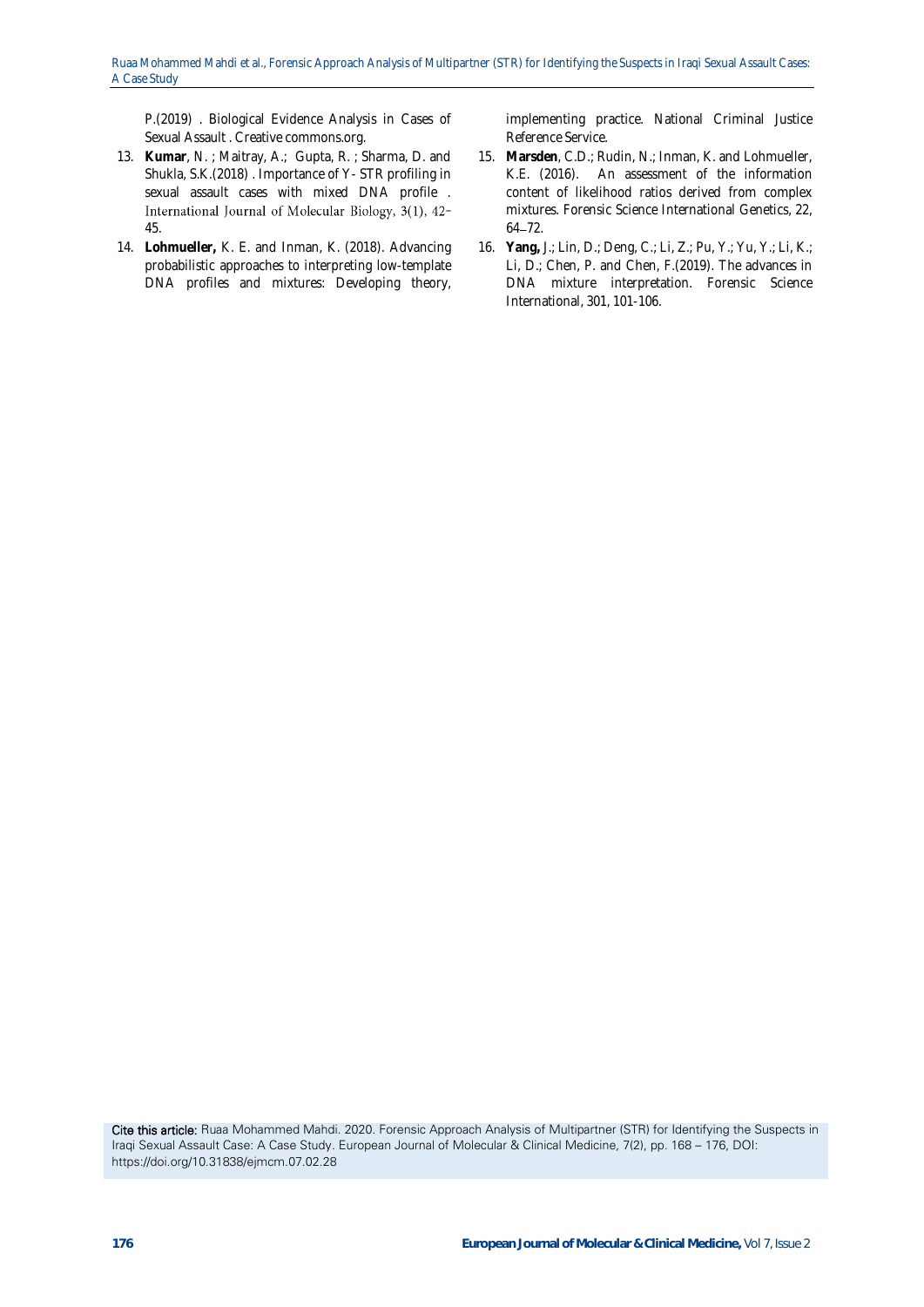P.(2019) . Biological Evidence Analysis in Cases of Sexual Assault . Creative commons.org.

13. **Kumar**, N. ; Maitray, A.; Gupta, R. ; Sharma, D. and Shukla, S.K.(2018) . Importance of Y- STR profiling in sexual assault cases with mixed DNA profile . International Journal of Molecular Biology, 3(1), 42-45.
14. **Lohmueller,** K. E. and Inman, K. (2018). Advancing probabilistic approaches to interpreting low-template DNA profiles and mixtures: Developing theory, implementing practice. National Criminal Justice Reference Service.
15. **Marsden**, C.D.; Rudin, N.; Inman, K. and Lohmueller, K.E. (2016). An assessment of the information content of likelihood ratios derived from complex mixtures. Forensic Science International Genetics, 22, 64–72.
16. **Yang,** J.; Lin, D.; Deng, C.; Li, Z.; Pu, Y.; Yu, Y.; Li, K.; Li, D.; Chen, P. and Chen, F.(2019). The advances in DNA mixture interpretation. Forensic Science International, 301, 101-106.

Cite this article: Ruaa Mohammed Mahdi. 2020. Forensic Approach Analysis of Multipartner (STR) for Identifying the Suspects in Iraqi Sexual Assault Case: A Case Study. European Journal of Molecular & Clinical Medicine, 7(2), pp. 168 – 176, DOI: https://doi.org/10.31838/ejmcm.07.02.28